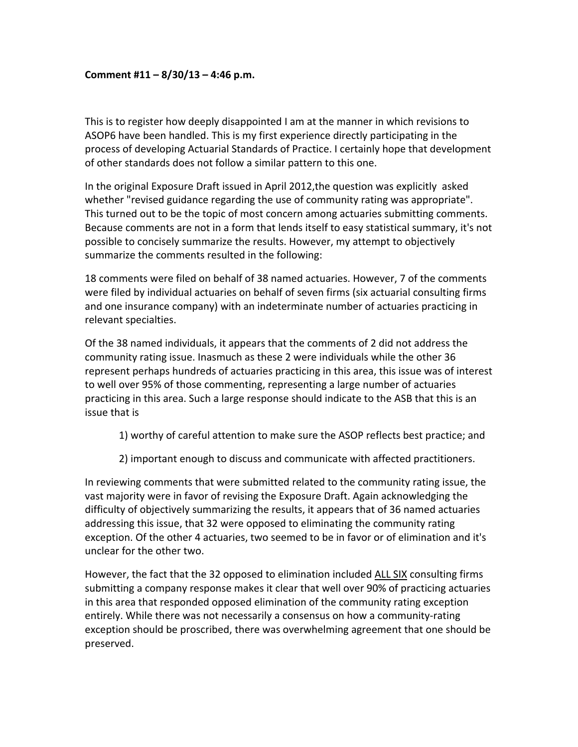**Comment #11 – 8/30/13 – 4:46 p.m.**

This is to register how deeply disappointed I am at the manner in which revisions to ASOP6 have been handled. This is my first experience directly participating in the process of developing Actuarial Standards of Practice. I certainly hope that development of other standards does not follow a similar pattern to this one.

In the original Exposure Draft issued in April 2012,the question was explicitly asked whether "revised guidance regarding the use of community rating was appropriate". This turned out to be the topic of most concern among actuaries submitting comments. Because comments are not in a form that lends itself to easy statistical summary, it's not possible to concisely summarize the results. However, my attempt to objectively summarize the comments resulted in the following:

18 comments were filed on behalf of 38 named actuaries. However, 7 of the comments were filed by individual actuaries on behalf of seven firms (six actuarial consulting firms and one insurance company) with an indeterminate number of actuaries practicing in relevant specialties.

Of the 38 named individuals, it appears that the comments of 2 did not address the community rating issue. Inasmuch as these 2 were individuals while the other 36 represent perhaps hundreds of actuaries practicing in this area, this issue was of interest to well over 95% of those commenting, representing a large number of actuaries practicing in this area. Such a large response should indicate to the ASB that this is an issue that is

1) worthy of careful attention to make sure the ASOP reflects best practice; and

2) important enough to discuss and communicate with affected practitioners.

In reviewing comments that were submitted related to the community rating issue, the vast majority were in favor of revising the Exposure Draft. Again acknowledging the difficulty of objectively summarizing the results, it appears that of 36 named actuaries addressing this issue, that 32 were opposed to eliminating the community rating exception. Of the other 4 actuaries, two seemed to be in favor or of elimination and it's unclear for the other two.

However, the fact that the 32 opposed to elimination included <u>ALL SIX</u> consulting firms submitting a company response makes it clear that well over 90% of practicing actuaries in this area that responded opposed elimination of the community rating exception entirely. While there was not necessarily a consensus on how a community-rating exception should be proscribed, there was overwhelming agreement that one should be preserved.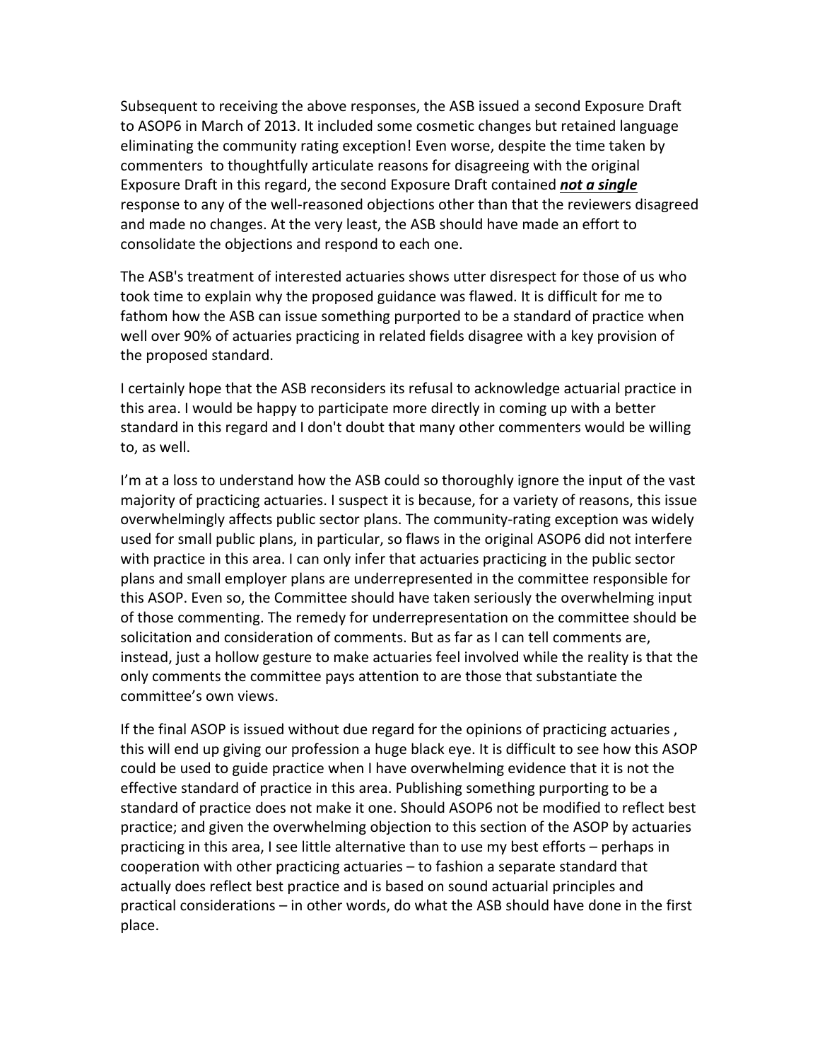Subsequent to receiving the above responses, the ASB issued a second Exposure Draft to ASOP6 in March of 2013. It included some cosmetic changes but retained language eliminating the community rating exception! Even worse, despite the time taken by commenters to thoughtfully articulate reasons for disagreeing with the original Exposure Draft in this regard, the second Exposure Draft contained ***not a single*** response to any of the well-reasoned objections other than that the reviewers disagreed and made no changes. At the very least, the ASB should have made an effort to consolidate the objections and respond to each one.

The ASB's treatment of interested actuaries shows utter disrespect for those of us who took time to explain why the proposed guidance was flawed. It is difficult for me to fathom how the ASB can issue something purported to be a standard of practice when well over 90% of actuaries practicing in related fields disagree with a key provision of the proposed standard.

I certainly hope that the ASB reconsiders its refusal to acknowledge actuarial practice in this area. I would be happy to participate more directly in coming up with a better standard in this regard and I don't doubt that many other commenters would be willing to, as well.

I'm at a loss to understand how the ASB could so thoroughly ignore the input of the vast majority of practicing actuaries. I suspect it is because, for a variety of reasons, this issue overwhelmingly affects public sector plans. The community-rating exception was widely used for small public plans, in particular, so flaws in the original ASOP6 did not interfere with practice in this area. I can only infer that actuaries practicing in the public sector plans and small employer plans are underrepresented in the committee responsible for this ASOP. Even so, the Committee should have taken seriously the overwhelming input of those commenting. The remedy for underrepresentation on the committee should be solicitation and consideration of comments. But as far as I can tell comments are, instead, just a hollow gesture to make actuaries feel involved while the reality is that the only comments the committee pays attention to are those that substantiate the committee's own views.

If the final ASOP is issued without due regard for the opinions of practicing actuaries , this will end up giving our profession a huge black eye. It is difficult to see how this ASOP could be used to guide practice when I have overwhelming evidence that it is not the effective standard of practice in this area. Publishing something purporting to be a standard of practice does not make it one. Should ASOP6 not be modified to reflect best practice; and given the overwhelming objection to this section of the ASOP by actuaries practicing in this area, I see little alternative than to use my best efforts – perhaps in cooperation with other practicing actuaries – to fashion a separate standard that actually does reflect best practice and is based on sound actuarial principles and practical considerations – in other words, do what the ASB should have done in the first place.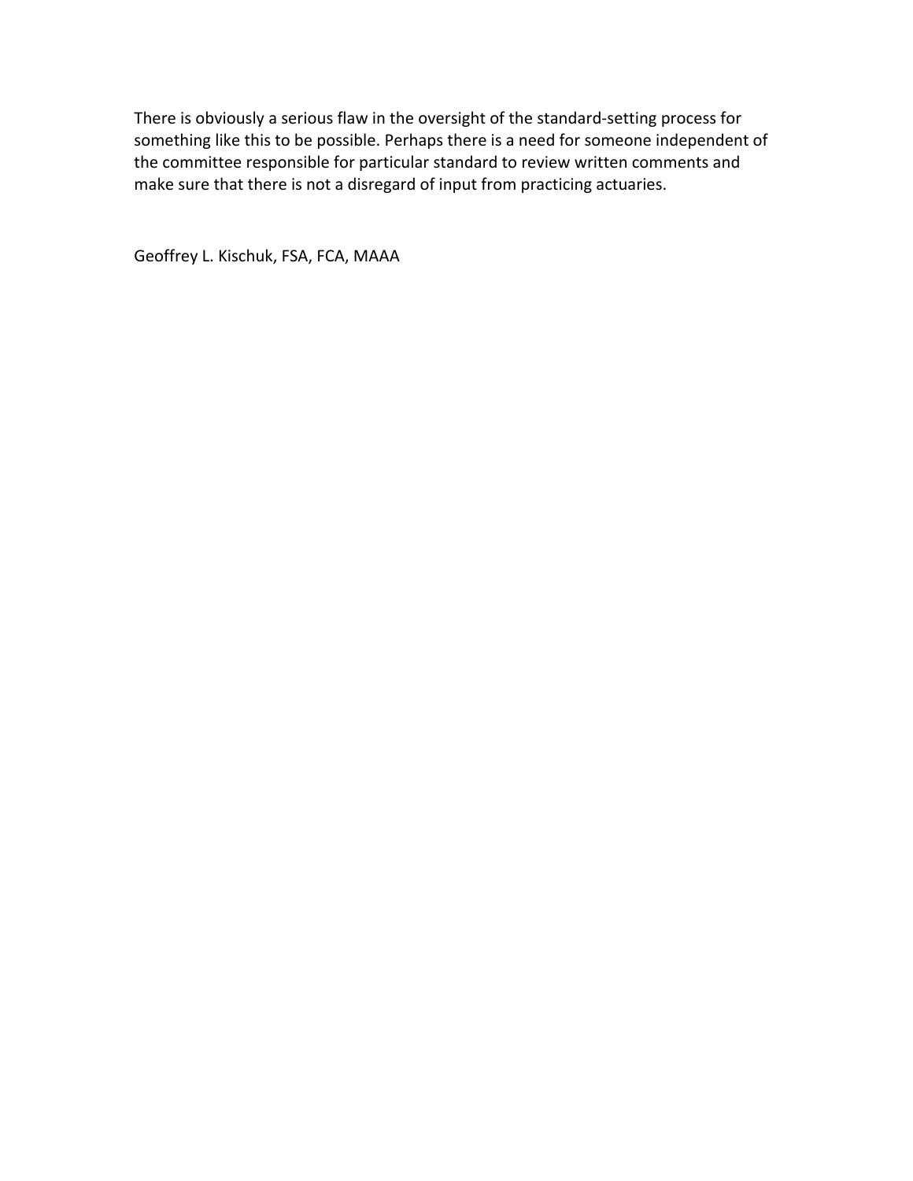There is obviously a serious flaw in the oversight of the standard-setting process for something like this to be possible. Perhaps there is a need for someone independent of the committee responsible for particular standard to review written comments and make sure that there is not a disregard of input from practicing actuaries.

Geoffrey L. Kischuk, FSA, FCA, MAAA